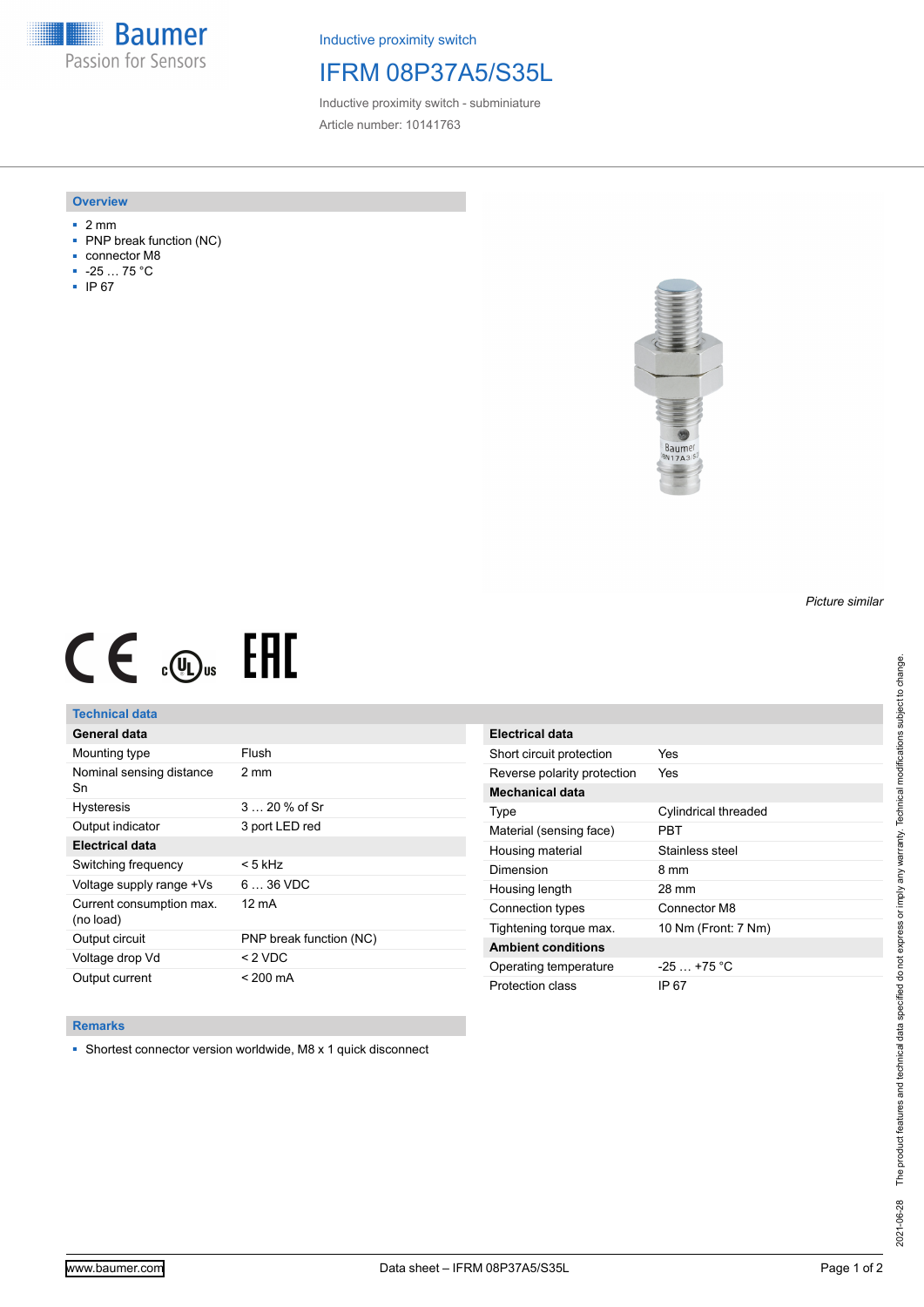Baumer
Passion for Sensors

Inductive proximity switch

# IFRM 08P37A5/S35L

Inductive proximity switch - subminiature

Article number: 10141763

## Overview

- 2 mm
- PNP break function (NC)
- connector M8
- -25 … 75 °C
- IP 67

*Picture similar*

## Technical data

| General data | |
|---|---|
| Mounting type | Flush |
| Nominal sensing distance Sn | 2 mm |
| Hysteresis | 3 … 20 % of Sr |
| Output indicator | 3 port LED red |
| **Electrical data** | |
| Switching frequency | < 5 kHz |
| Voltage supply range +Vs | 6 … 36 VDC |
| Current consumption max. (no load) | 12 mA |
| Output circuit | PNP break function (NC) |
| Voltage drop Vd | < 2 VDC |
| Output current | < 200 mA |

| Electrical data | |
|---|---|
| Short circuit protection | Yes |
| Reverse polarity protection | Yes |
| **Mechanical data** | |
| Type | Cylindrical threaded |
| Material (sensing face) | PBT |
| Housing material | Stainless steel |
| Dimension | 8 mm |
| Housing length | 28 mm |
| Connection types | Connector M8 |
| Tightening torque max. | 10 Nm (Front: 7 Nm) |
| **Ambient conditions** | |
| Operating temperature | -25 … +75 °C |
| Protection class | IP 67 |

## Remarks

- Shortest connector version worldwide, M8 x 1 quick disconnect

The product features and technical data specified do not express or imply any warranty. Technical modifications subject to change.

2021-06-28

www.baumer.com

Data sheet – IFRM 08P37A5/S35L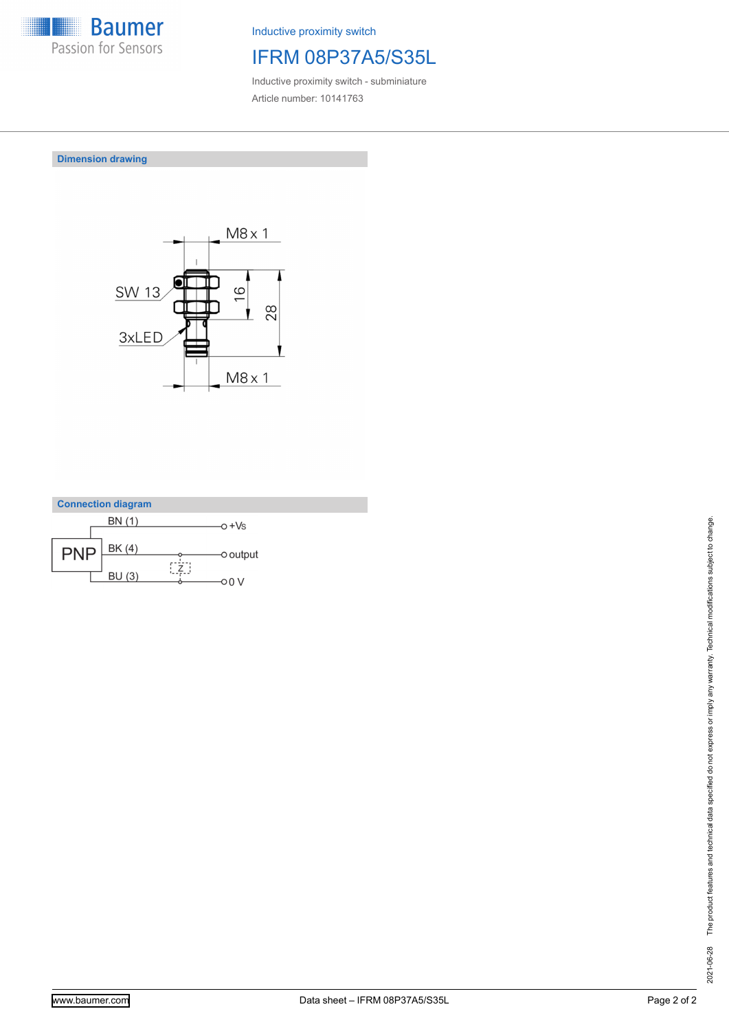Inductive proximity switch

# IFRM 08P37A5/S35L

Inductive proximity switch - subminiature

Article number: 10141763

## Dimension drawing

M8 x 1

SW 13

16

28

3xLED

M8 x 1

## Connection diagram

PNP

BN (1) +Vs

BK (4) output

Z

BU (3) 0 V

2021-06-28 The product features and technical data specified do not express or imply any warranty. Technical modifications subject to change.